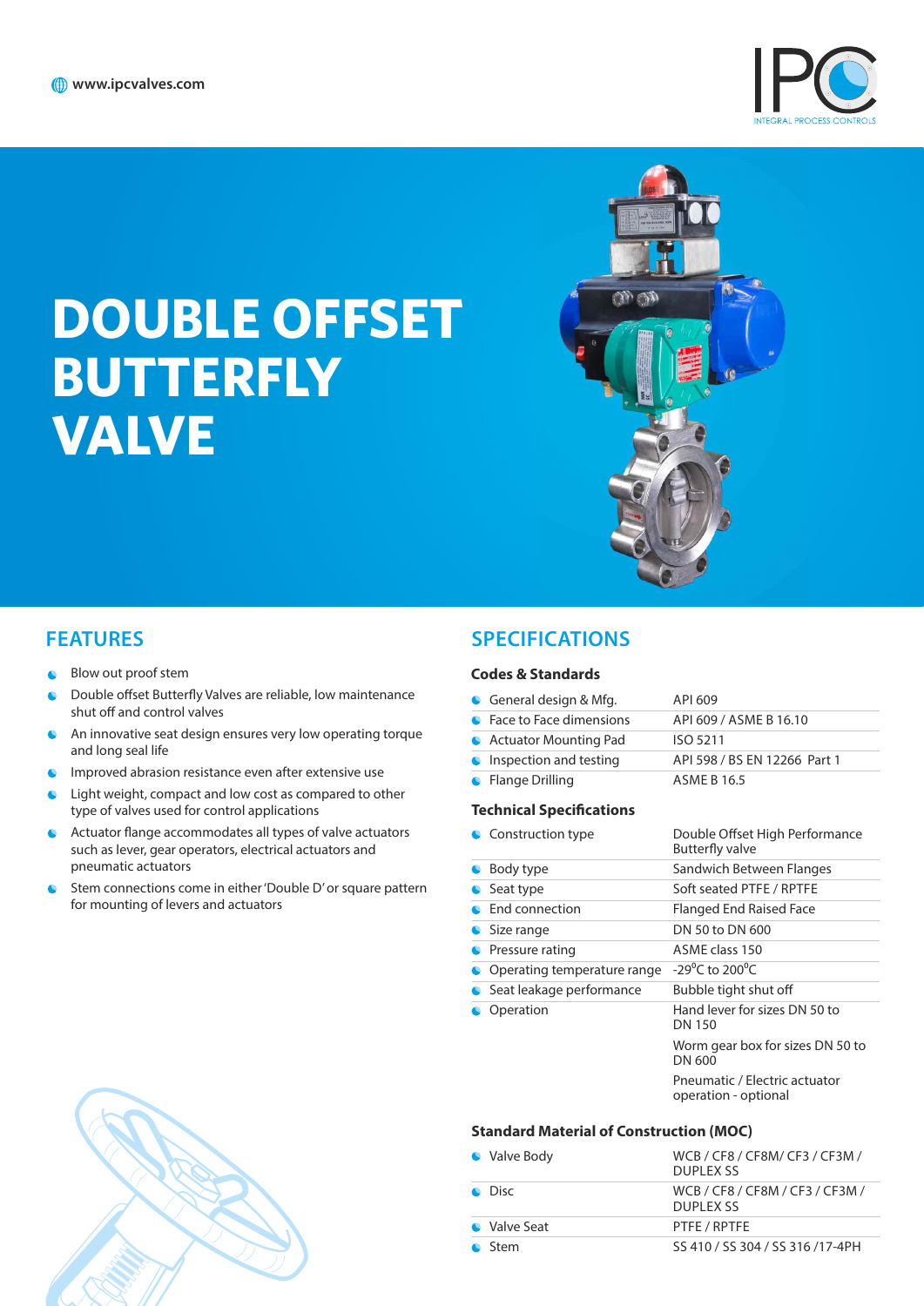www.ipcvalves.com

IPC
INTEGRAL PROCESS CONTROLS

# DOUBLE OFFSET BUTTERFLY VALVE

## FEATURES

- Blow out proof stem
- Double offset Butterfly Valves are reliable, low maintenance shut off and control valves
- An innovative seat design ensures very low operating torque and long seal life
- Improved abrasion resistance even after extensive use
- Light weight, compact and low cost as compared to other type of valves used for control applications
- Actuator flange accommodates all types of valve actuators such as lever, gear operators, electrical actuators and pneumatic actuators
- Stem connections come in either 'Double D' or square pattern for mounting of levers and actuators

## SPECIFICATIONS

### Codes & Standards

| | |
|---|---|
| General design & Mfg. | API 609 |
| Face to Face dimensions | API 609 / ASME B 16.10 |
| Actuator Mounting Pad | ISO 5211 |
| Inspection and testing | API 598 / BS EN 12266 Part 1 |
| Flange Drilling | ASME B 16.5 |

### Technical Specifications

| | |
|---|---|
| Construction type | Double Offset High Performance Butterfly valve |
| Body type | Sandwich Between Flanges |
| Seat type | Soft seated PTFE / RPTFE |
| End connection | Flanged End Raised Face |
| Size range | DN 50 to DN 600 |
| Pressure rating | ASME class 150 |
| Operating temperature range | -29$^{o}$C to 200$^{o}$C |
| Seat leakage performance | Bubble tight shut off |
| Operation | Hand lever for sizes DN 50 to DN 150<br>Worm gear box for sizes DN 50 to DN 600<br>Pneumatic / Electric actuator operation - optional |

### Standard Material of Construction (MOC)

| | |
|---|---|
| Valve Body | WCB / CF8 / CF8M/ CF3 / CF3M / DUPLEX SS |
| Disc | WCB / CF8 / CF8M / CF3 / CF3M / DUPLEX SS |
| Valve Seat | PTFE / RPTFE |
| Stem | SS 410 / SS 304 / SS 316 /17-4PH |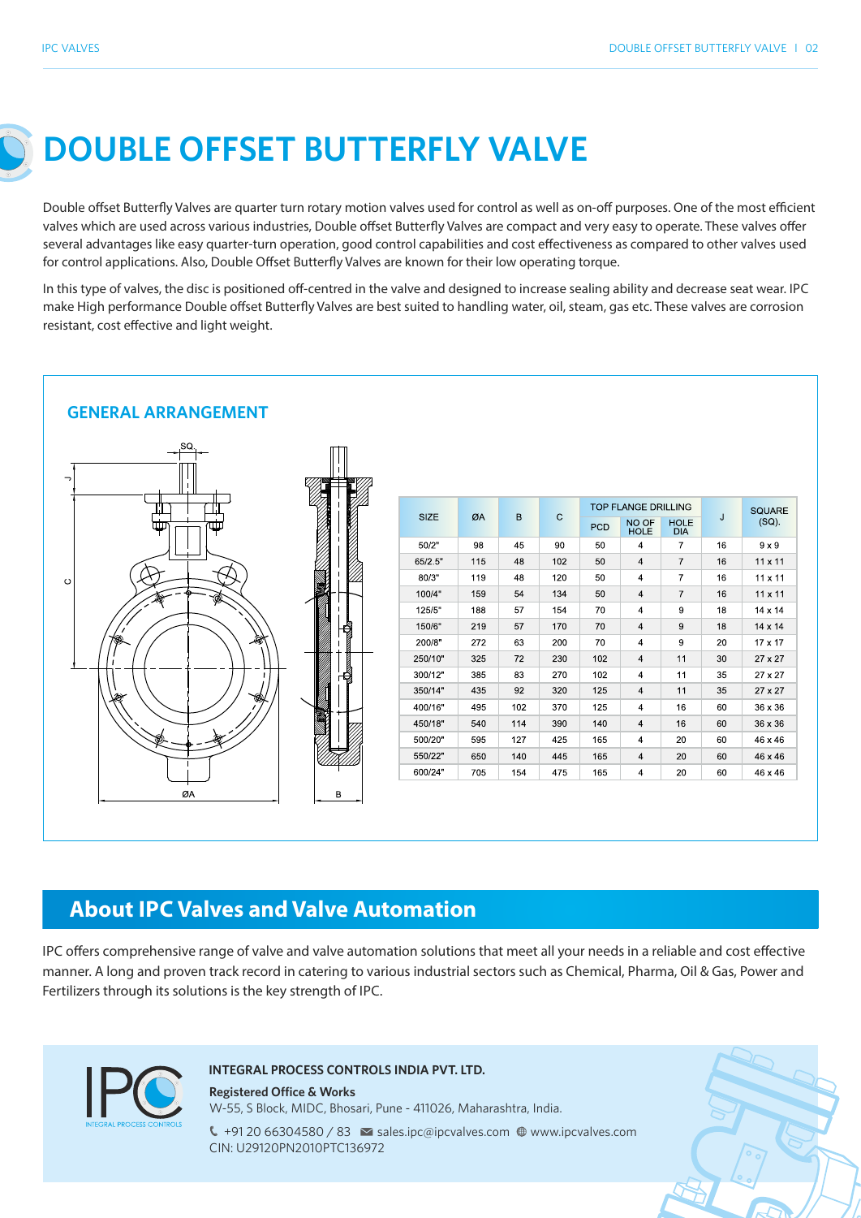# DOUBLE OFFSET BUTTERFLY VALVE

Double offset Butterfly Valves are quarter turn rotary motion valves used for control as well as on-off purposes. One of the most efficient valves which are used across various industries, Double offset Butterfly Valves are compact and very easy to operate. These valves offer several advantages like easy quarter-turn operation, good control capabilities and cost effectiveness as compared to other valves used for control applications. Also, Double Offset Butterfly Valves are known for their low operating torque.

In this type of valves, the disc is positioned off-centred in the valve and designed to increase sealing ability and decrease seat wear. IPC make High performance Double offset Butterfly Valves are best suited to handling water, oil, steam, gas etc. These valves are corrosion resistant, cost effective and light weight.

## GENERAL ARRANGEMENT

SQ
J
C
ØA
B

| SIZE | ØA | B | C | TOP FLANGE DRILLING | | | J | SQUARE (SQ). |
|---|---|---|---|---|---|---|---|---|
| | | | | PCD | NO OF HOLE | HOLE DIA | | |
| 50/2" | 98 | 45 | 90 | 50 | 4 | 7 | 16 | 9 x 9 |
| 65/2.5" | 115 | 48 | 102 | 50 | 4 | 7 | 16 | 11 x 11 |
| 80/3" | 119 | 48 | 120 | 50 | 4 | 7 | 16 | 11 x 11 |
| 100/4" | 159 | 54 | 134 | 50 | 4 | 7 | 16 | 11 x 11 |
| 125/5" | 188 | 57 | 154 | 70 | 4 | 9 | 18 | 14 x 14 |
| 150/6" | 219 | 57 | 170 | 70 | 4 | 9 | 18 | 14 x 14 |
| 200/8" | 272 | 63 | 200 | 70 | 4 | 9 | 20 | 17 x 17 |
| 250/10" | 325 | 72 | 230 | 102 | 4 | 11 | 30 | 27 x 27 |
| 300/12" | 385 | 83 | 270 | 102 | 4 | 11 | 35 | 27 x 27 |
| 350/14" | 435 | 92 | 320 | 125 | 4 | 11 | 35 | 27 x 27 |
| 400/16" | 495 | 102 | 370 | 125 | 4 | 16 | 60 | 36 x 36 |
| 450/18" | 540 | 114 | 390 | 140 | 4 | 16 | 60 | 36 x 36 |
| 500/20" | 595 | 127 | 425 | 165 | 4 | 20 | 60 | 46 x 46 |
| 550/22" | 650 | 140 | 445 | 165 | 4 | 20 | 60 | 46 x 46 |
| 600/24" | 705 | 154 | 475 | 165 | 4 | 20 | 60 | 46 x 46 |

## About IPC Valves and Valve Automation

IPC offers comprehensive range of valve and valve automation solutions that meet all your needs in a reliable and cost effective manner. A long and proven track record in catering to various industrial sectors such as Chemical, Pharma, Oil & Gas, Power and Fertilizers through its solutions is the key strength of IPC.

IPC
INTEGRAL PROCESS CONTROLS

**INTEGRAL PROCESS CONTROLS INDIA PVT. LTD.**

**Registered Office & Works**
W-55, S Block, MIDC, Bhosari, Pune - 411026, Maharashtra, India.

+91 20 66304580 / 83 sales.ipc@ipcvalves.com www.ipcvalves.com
CIN: U29120PN2010PTC136972